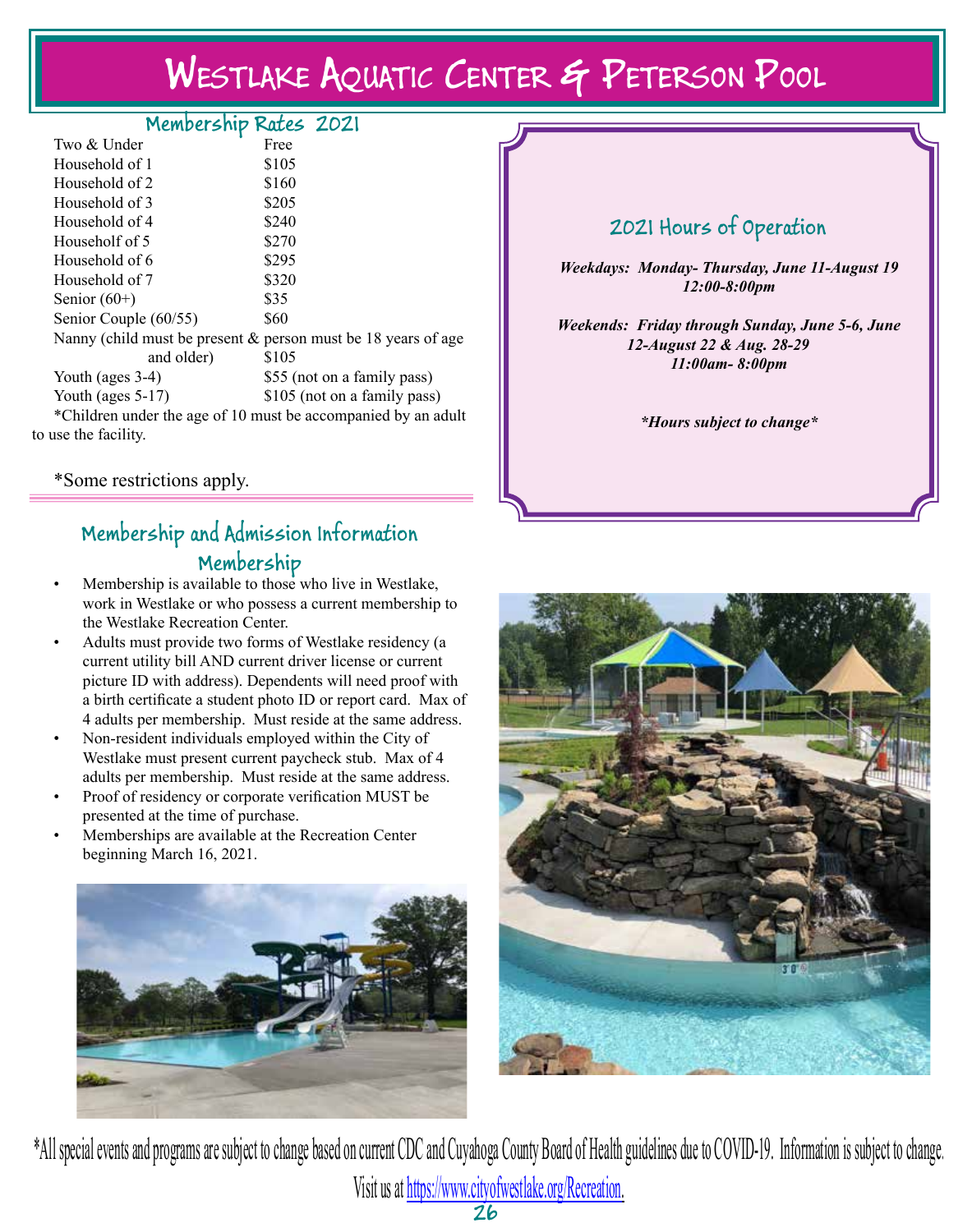# Westlake Aquatic Center & Peterson Pool

## Membership Rates 2021

| | |
|---|---|
| Two & Under | Free |
| Household of 1 | $105 |
| Household of 2 | $160 |
| Household of 3 | $205 |
| Household of 4 | $240 |
| Househoulf of 5 | $270 |
| Household of 6 | $295 |
| Household of 7 | $320 |
| Senior (60+) | $35 |
| Senior Couple (60/55) | $60 |
| Nanny (child must be present & person must be 18 years of age and older) | $105 |
| Youth (ages 3-4) | $55 (not on a family pass) |
| Youth (ages 5-17) | $105 (not on a family pass) |

*Children under the age of 10 must be accompanied by an adult to use the facility.

*Some restrictions apply.

## 2021 Hours of Operation

***Weekdays: Monday- Thursday, June 11-August 19***
***12:00-8:00pm***

***Weekends: Friday through Sunday, June 5-6, June 12-August 22 & Aug. 28-29***
***11:00am- 8:00pm***

****Hours subject to change****

## Membership and Admission Information

### Membership

- Membership is available to those who live in Westlake, work in Westlake or who possess a current membership to the Westlake Recreation Center.
- Adults must provide two forms of Westlake residency (a current utility bill AND current driver license or current picture ID with address). Dependents will need proof with a birth certificate a student photo ID or report card. Max of 4 adults per membership. Must reside at the same address.
- Non-resident individuals employed within the City of Westlake must present current paycheck stub. Max of 4 adults per membership. Must reside at the same address.
- Proof of residency or corporate verification MUST be presented at the time of purchase.
- Memberships are available at the Recreation Center beginning March 16, 2021.

*All special events and programs are subject to change based on current CDC and Cuyahoga County Board of Health guidelines due to COVID-19. Information is subject to change.

Visit us at https://www.cityofwestlake.org/Recreation.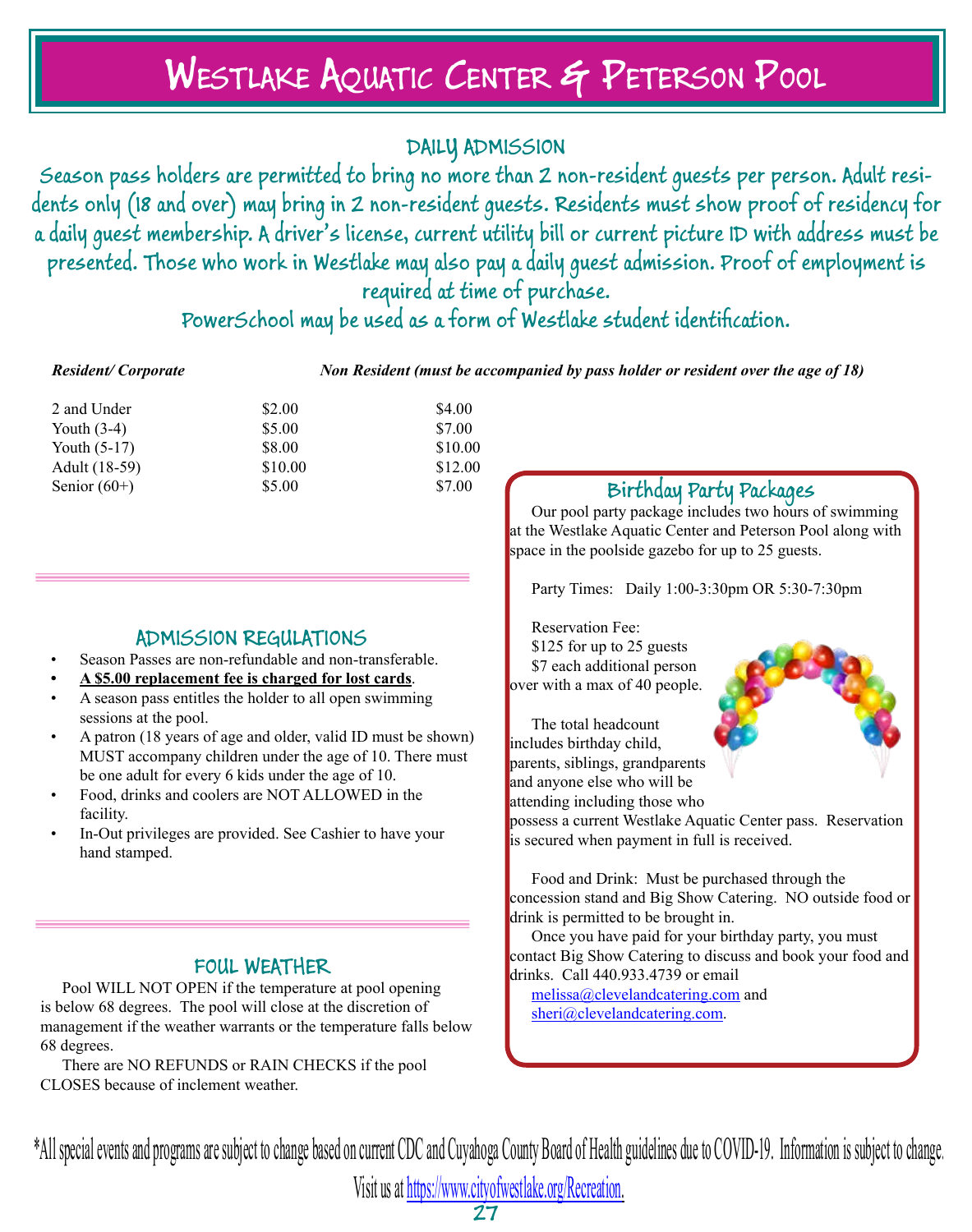# Westlake Aquatic Center & Peterson Pool

## DAILY ADMISSION

Season pass holders are permitted to bring no more than 2 non-resident guests per person. Adult residents only (18 and over) may bring in 2 non-resident guests. Residents must show proof of residency for a daily guest membership. A driver's license, current utility bill or current picture ID with address must be presented. Those who work in Westlake may also pay a daily guest admission. Proof of employment is required at time of purchase.

PowerSchool may be used as a form of Westlake student identification.

| | *Resident/ Corporate* | *Non Resident (must be accompanied by pass holder or resident over the age of 18)* |
|---|---|---|
| 2 and Under | $2.00 | $4.00 |
| Youth (3-4) | $5.00 | $7.00 |
| Youth (5-17) | $8.00 | $10.00 |
| Adult (18-59) | $10.00 | $12.00 |
| Senior (60+) | $5.00 | $7.00 |

## ADMISSION REGULATIONS

- Season Passes are non-refundable and non-transferable.
- **A $5.00 replacement fee is charged for lost cards**.
- A season pass entitles the holder to all open swimming sessions at the pool.
- A patron (18 years of age and older, valid ID must be shown) MUST accompany children under the age of 10. There must be one adult for every 6 kids under the age of 10.
- Food, drinks and coolers are NOT ALLOWED in the facility.
- In-Out privileges are provided. See Cashier to have your hand stamped.

## FOUL WEATHER

Pool WILL NOT OPEN if the temperature at pool opening is below 68 degrees. The pool will close at the discretion of management if the weather warrants or the temperature falls below 68 degrees.

There are NO REFUNDS or RAIN CHECKS if the pool CLOSES because of inclement weather.

## Birthday Party Packages

Our pool party package includes two hours of swimming at the Westlake Aquatic Center and Peterson Pool along with space in the poolside gazebo for up to 25 guests.

Party Times: Daily 1:00-3:30pm OR 5:30-7:30pm

Reservation Fee:
$125 for up to 25 guests
$7 each additional person over with a max of 40 people.

The total headcount includes birthday child, parents, siblings, grandparents and anyone else who will be attending including those who possess a current Westlake Aquatic Center pass. Reservation is secured when payment in full is received.

Food and Drink: Must be purchased through the concession stand and Big Show Catering. NO outside food or drink is permitted to be brought in.

Once you have paid for your birthday party, you must contact Big Show Catering to discuss and book your food and drinks. Call 440.933.4739 or email melissa@clevelandcatering.com and sheri@clevelandcatering.com.

*All special events and programs are subject to change based on current CDC and Cuyahoga County Board of Health guidelines due to COVID-19. Information is subject to change.

Visit us at https://www.cityofwestlake.org/Recreation.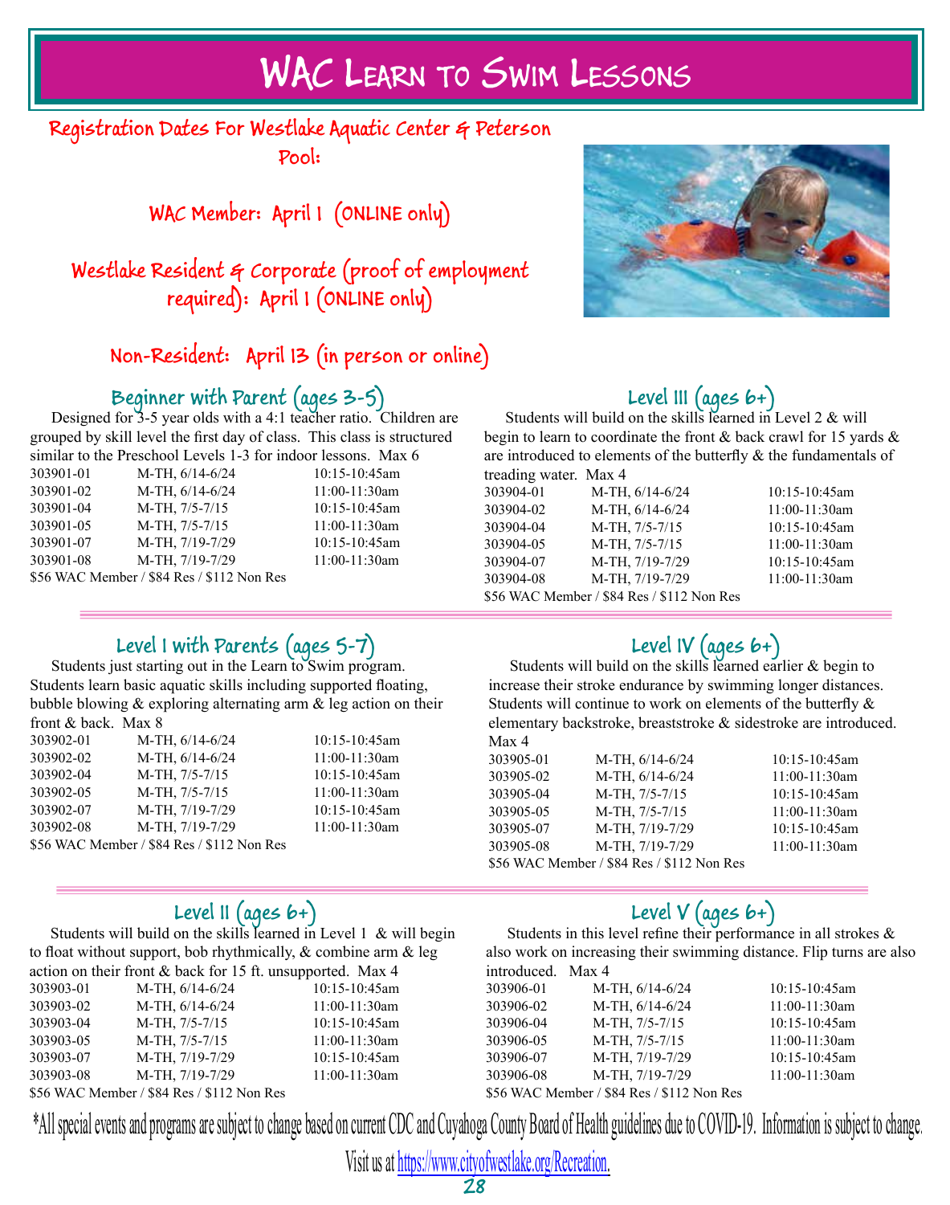# WAC Learn to Swim Lessons

## Registration Dates For Westlake Aquatic Center & Peterson Pool:

**WAC Member: April 1 (ONLINE only)**

**Westlake Resident & Corporate (proof of employment required): April 1 (ONLINE only)**

**Non-Resident: April 13 (in person or online)**

### Beginner with Parent (ages 3-5)

Designed for 3-5 year olds with a 4:1 teacher ratio. Children are grouped by skill level the first day of class. This class is structured similar to the Preschool Levels 1-3 for indoor lessons. Max 6

| | | |
|---|---|---|
| 303901-01 | M-TH, 6/14-6/24 | 10:15-10:45am |
| 303901-02 | M-TH, 6/14-6/24 | 11:00-11:30am |
| 303901-04 | M-TH, 7/5-7/15 | 10:15-10:45am |
| 303901-05 | M-TH, 7/5-7/15 | 11:00-11:30am |
| 303901-07 | M-TH, 7/19-7/29 | 10:15-10:45am |
| 303901-08 | M-TH, 7/19-7/29 | 11:00-11:30am |

$56 WAC Member / $84 Res / $112 Non Res

### Level I with Parents (ages 5-7)

Students just starting out in the Learn to Swim program. Students learn basic aquatic skills including supported floating, bubble blowing & exploring alternating arm & leg action on their front & back. Max 8

| | | |
|---|---|---|
| 303902-01 | M-TH, 6/14-6/24 | 10:15-10:45am |
| 303902-02 | M-TH, 6/14-6/24 | 11:00-11:30am |
| 303902-04 | M-TH, 7/5-7/15 | 10:15-10:45am |
| 303902-05 | M-TH, 7/5-7/15 | 11:00-11:30am |
| 303902-07 | M-TH, 7/19-7/29 | 10:15-10:45am |
| 303902-08 | M-TH, 7/19-7/29 | 11:00-11:30am |

$56 WAC Member / $84 Res / $112 Non Res

### Level II (ages 6+)

Students will build on the skills learned in Level 1 & will begin to float without support, bob rhythmically, & combine arm & leg action on their front & back for 15 ft. unsupported. Max 4

| | | |
|---|---|---|
| 303903-01 | M-TH, 6/14-6/24 | 10:15-10:45am |
| 303903-02 | M-TH, 6/14-6/24 | 11:00-11:30am |
| 303903-04 | M-TH, 7/5-7/15 | 10:15-10:45am |
| 303903-05 | M-TH, 7/5-7/15 | 11:00-11:30am |
| 303903-07 | M-TH, 7/19-7/29 | 10:15-10:45am |
| 303903-08 | M-TH, 7/19-7/29 | 11:00-11:30am |

$56 WAC Member / $84 Res / $112 Non Res

### Level III (ages 6+)

Students will build on the skills learned in Level 2 & will begin to learn to coordinate the front & back crawl for 15 yards & are introduced to elements of the butterfly & the fundamentals of treading water. Max 4

| | | |
|---|---|---|
| 303904-01 | M-TH, 6/14-6/24 | 10:15-10:45am |
| 303904-02 | M-TH, 6/14-6/24 | 11:00-11:30am |
| 303904-04 | M-TH, 7/5-7/15 | 10:15-10:45am |
| 303904-05 | M-TH, 7/5-7/15 | 11:00-11:30am |
| 303904-07 | M-TH, 7/19-7/29 | 10:15-10:45am |
| 303904-08 | M-TH, 7/19-7/29 | 11:00-11:30am |

$56 WAC Member / $84 Res / $112 Non Res

### Level IV (ages 6+)

Students will build on the skills learned earlier & begin to increase their stroke endurance by swimming longer distances. Students will continue to work on elements of the butterfly & elementary backstroke, breaststroke & sidestroke are introduced. Max 4

| | | |
|---|---|---|
| 303905-01 | M-TH, 6/14-6/24 | 10:15-10:45am |
| 303905-02 | M-TH, 6/14-6/24 | 11:00-11:30am |
| 303905-04 | M-TH, 7/5-7/15 | 10:15-10:45am |
| 303905-05 | M-TH, 7/5-7/15 | 11:00-11:30am |
| 303905-07 | M-TH, 7/19-7/29 | 10:15-10:45am |
| 303905-08 | M-TH, 7/19-7/29 | 11:00-11:30am |

$56 WAC Member / $84 Res / $112 Non Res

### Level V (ages 6+)

Students in this level refine their performance in all strokes & also work on increasing their swimming distance. Flip turns are also introduced. Max 4

| | | |
|---|---|---|
| 303906-01 | M-TH, 6/14-6/24 | 10:15-10:45am |
| 303906-02 | M-TH, 6/14-6/24 | 11:00-11:30am |
| 303906-04 | M-TH, 7/5-7/15 | 10:15-10:45am |
| 303906-05 | M-TH, 7/5-7/15 | 11:00-11:30am |
| 303906-07 | M-TH, 7/19-7/29 | 10:15-10:45am |
| 303906-08 | M-TH, 7/19-7/29 | 11:00-11:30am |

$56 WAC Member / $84 Res / $112 Non Res

*All special events and programs are subject to change based on current CDC and Cuyahoga County Board of Health guidelines due to COVID-19. Information is subject to change.

Visit us at https://www.cityofwestlake.org/Recreation.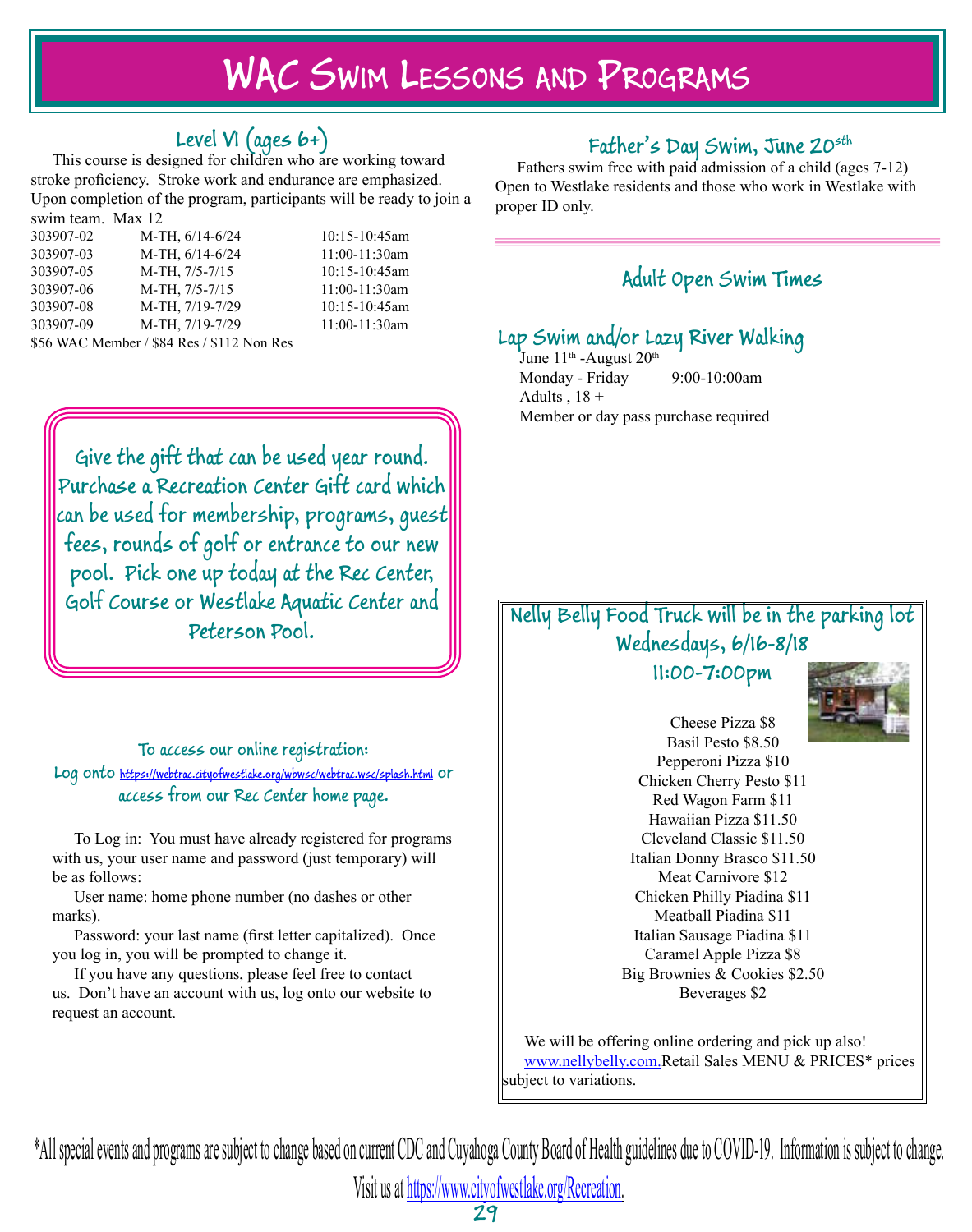# WAC Swim Lessons and Programs

## Level VI (ages 6+)

This course is designed for children who are working toward stroke proficiency. Stroke work and endurance are emphasized. Upon completion of the program, participants will be ready to join a swim team. Max 12

| | | |
|---|---|---|
| 303907-02 | M-TH, 6/14-6/24 | 10:15-10:45am |
| 303907-03 | M-TH, 6/14-6/24 | 11:00-11:30am |
| 303907-05 | M-TH, 7/5-7/15 | 10:15-10:45am |
| 303907-06 | M-TH, 7/5-7/15 | 11:00-11:30am |
| 303907-08 | M-TH, 7/19-7/29 | 10:15-10:45am |
| 303907-09 | M-TH, 7/19-7/29 | 11:00-11:30am |

$56 WAC Member / $84 Res / $112 Non Res

Give the gift that can be used year round. Purchase a Recreation Center Gift card which can be used for membership, programs, guest fees, rounds of golf or entrance to our new pool. Pick one up today at the Rec Center, Golf Course or Westlake Aquatic Center and Peterson Pool.

### To access our online registration:

Log onto https://webtrac.cityofwestlake.org/wbwsc/webtrac.wsc/splash.html or access from our Rec Center home page.

To Log in: You must have already registered for programs with us, your user name and password (just temporary) will be as follows:

User name: home phone number (no dashes or other marks).

Password: your last name (first letter capitalized). Once you log in, you will be prompted to change it.

If you have any questions, please feel free to contact us. Don't have an account with us, log onto our website to request an account.

## Father's Day Swim, June 20sth

Fathers swim free with paid admission of a child (ages 7-12) Open to Westlake residents and those who work in Westlake with proper ID only.

## Adult Open Swim Times

### Lap Swim and/or Lazy River Walking

June 11th -August 20th
Monday - Friday 9:00-10:00am
Adults , 18 +
Member or day pass purchase required

## Nelly Belly Food Truck will be in the parking lot Wednesdays, 6/16-8/18 11:00-7:00pm

Cheese Pizza $8
Basil Pesto $8.50
Pepperoni Pizza $10
Chicken Cherry Pesto $11
Red Wagon Farm $11
Hawaiian Pizza $11.50
Cleveland Classic $11.50
Italian Donny Brasco $11.50
Meat Carnivore $12
Chicken Philly Piadina $11
Meatball Piadina $11
Italian Sausage Piadina $11
Caramel Apple Pizza $8
Big Brownies & Cookies $2.50
Beverages $2

We will be offering online ordering and pick up also! www.nellybelly.com. Retail Sales MENU & PRICES* prices subject to variations.

*All special events and programs are subject to change based on current CDC and Cuyahoga County Board of Health guidelines due to COVID-19. Information is subject to change. Visit us at https://www.cityofwestlake.org/Recreation.